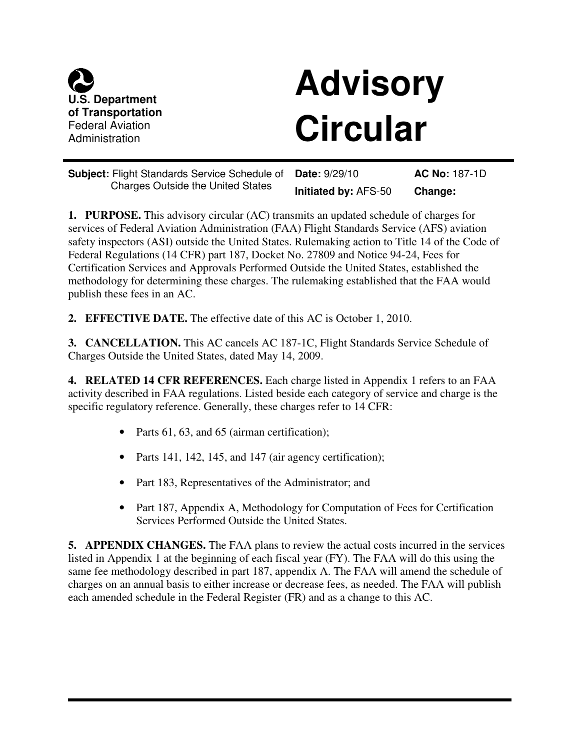U.S. Department of Transportation
Federal Aviation Administration

# Advisory Circular

| | | |
|---|---|---|
| **Subject:** Flight Standards Service Schedule of Charges Outside the United States | **Date:** 9/29/10 | **AC No:** 187-1D |
| | **Initiated by:** AFS-50 | **Change:** |

**1. PURPOSE.** This advisory circular (AC) transmits an updated schedule of charges for services of Federal Aviation Administration (FAA) Flight Standards Service (AFS) aviation safety inspectors (ASI) outside the United States. Rulemaking action to Title 14 of the Code of Federal Regulations (14 CFR) part 187, Docket No. 27809 and Notice 94-24, Fees for Certification Services and Approvals Performed Outside the United States, established the methodology for determining these charges. The rulemaking established that the FAA would publish these fees in an AC.

**2. EFFECTIVE DATE.** The effective date of this AC is October 1, 2010.

**3. CANCELLATION.** This AC cancels AC 187-1C, Flight Standards Service Schedule of Charges Outside the United States, dated May 14, 2009.

**4. RELATED 14 CFR REFERENCES.** Each charge listed in Appendix 1 refers to an FAA activity described in FAA regulations. Listed beside each category of service and charge is the specific regulatory reference. Generally, these charges refer to 14 CFR:

- Parts 61, 63, and 65 (airman certification);
- Parts 141, 142, 145, and 147 (air agency certification);
- Part 183, Representatives of the Administrator; and
- Part 187, Appendix A, Methodology for Computation of Fees for Certification Services Performed Outside the United States.

**5. APPENDIX CHANGES.** The FAA plans to review the actual costs incurred in the services listed in Appendix 1 at the beginning of each fiscal year (FY). The FAA will do this using the same fee methodology described in part 187, appendix A. The FAA will amend the schedule of charges on an annual basis to either increase or decrease fees, as needed. The FAA will publish each amended schedule in the Federal Register (FR) and as a change to this AC.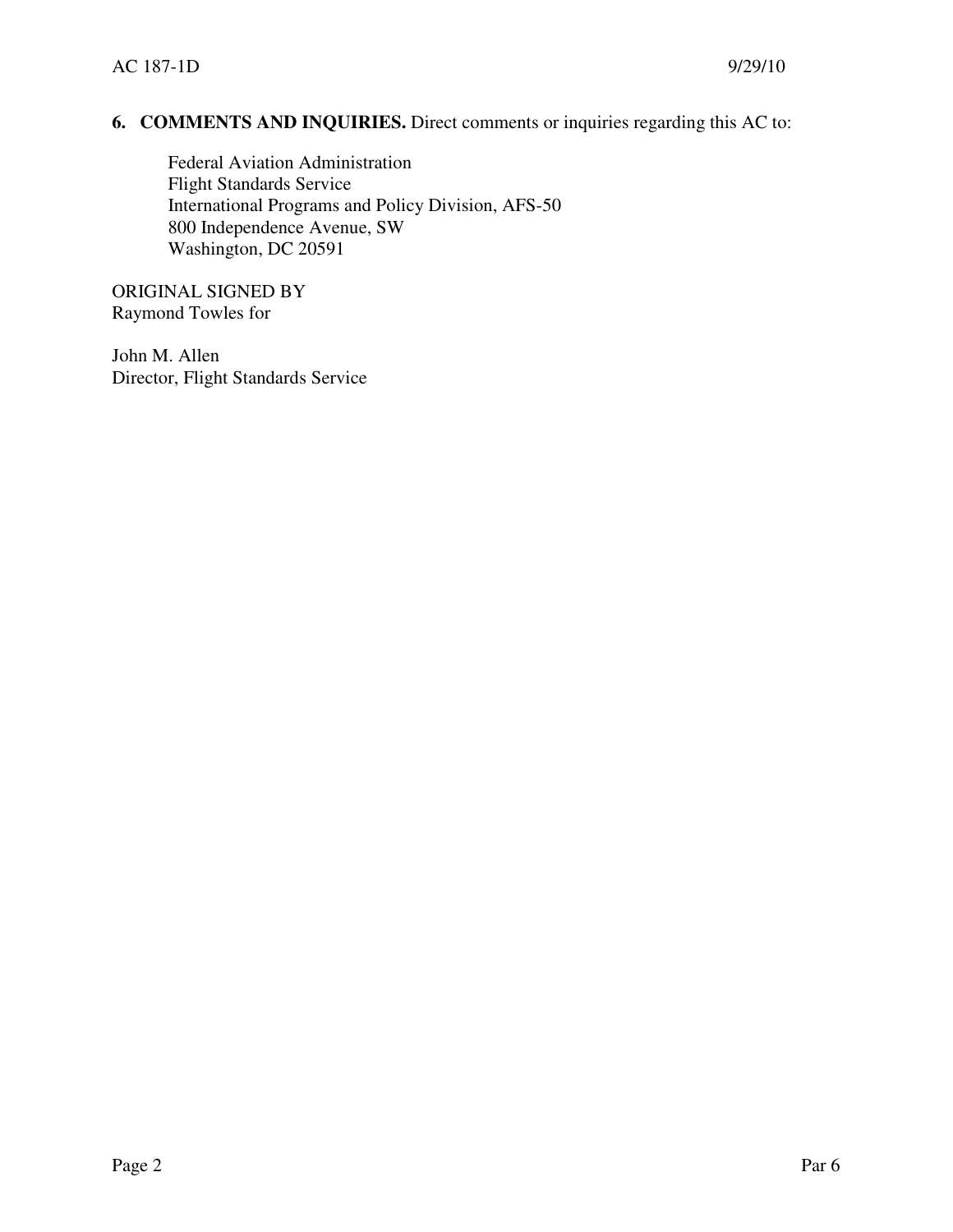**6. COMMENTS AND INQUIRIES.** Direct comments or inquiries regarding this AC to:

Federal Aviation Administration
Flight Standards Service
International Programs and Policy Division, AFS-50
800 Independence Avenue, SW
Washington, DC 20591

ORIGINAL SIGNED BY
Raymond Towles for

John M. Allen
Director, Flight Standards Service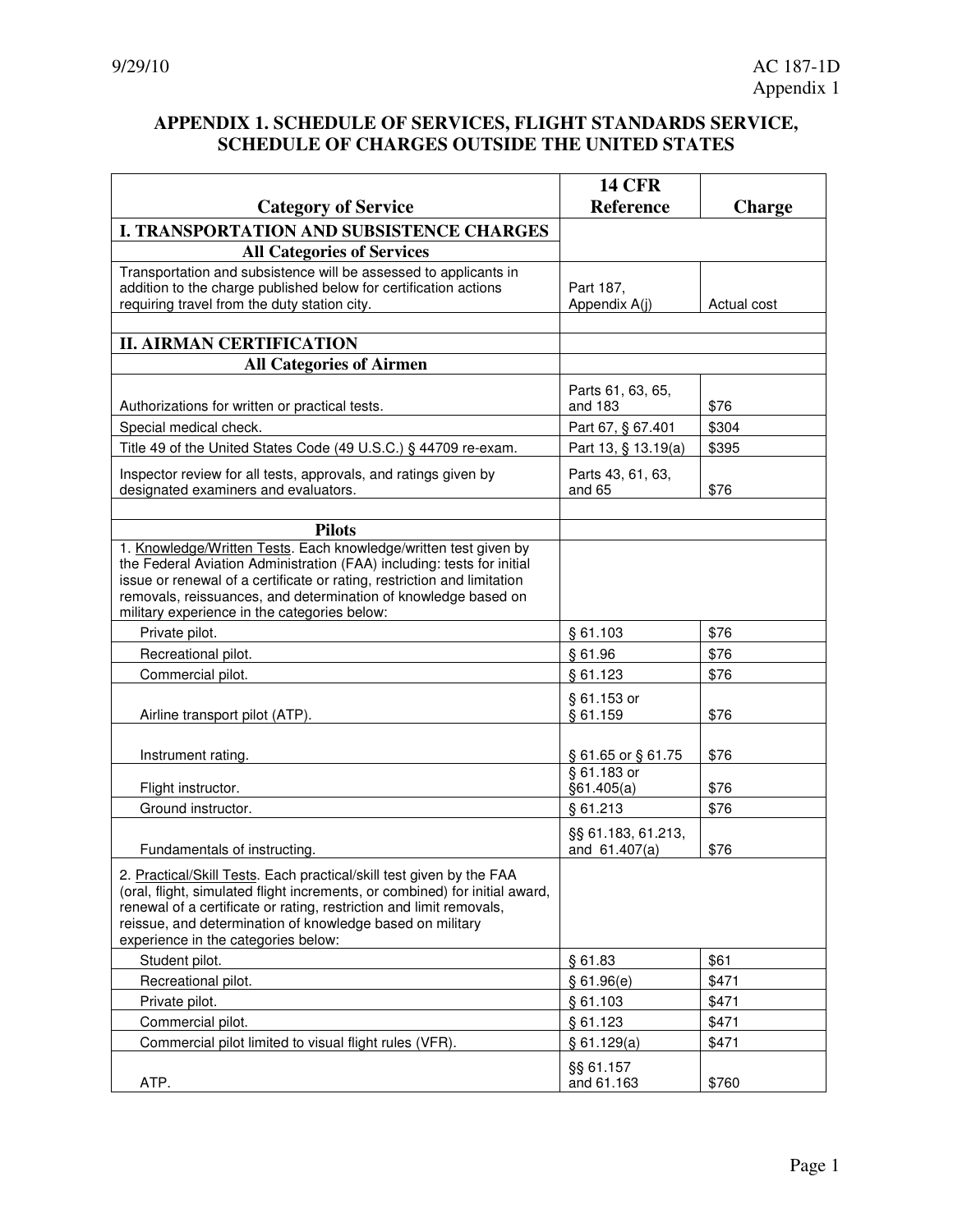# APPENDIX 1. SCHEDULE OF SERVICES, FLIGHT STANDARDS SERVICE, SCHEDULE OF CHARGES OUTSIDE THE UNITED STATES

| Category of Service | 14 CFR Reference | Charge |
|---|---|---|
| **I. TRANSPORTATION AND SUBSISTENCE CHARGES** | | |
| **All Categories of Services** | | |
| Transportation and subsistence will be assessed to applicants in addition to the charge published below for certification actions requiring travel from the duty station city. | Part 187, Appendix A(j) | Actual cost |
| | | |
| **II. AIRMAN CERTIFICATION** | | |
| **All Categories of Airmen** | | |
| Authorizations for written or practical tests. | Parts 61, 63, 65, and 183 | $76 |
| Special medical check. | Part 67, § 67.401 | $304 |
| Title 49 of the United States Code (49 U.S.C.) § 44709 re-exam. | Part 13, § 13.19(a) | $395 |
| Inspector review for all tests, approvals, and ratings given by designated examiners and evaluators. | Parts 43, 61, 63, and 65 | $76 |
| | | |
| **Pilots** | | |
| 1. Knowledge/Written Tests. Each knowledge/written test given by the Federal Aviation Administration (FAA) including: tests for initial issue or renewal of a certificate or rating, restriction and limitation removals, reissuances, and determination of knowledge based on military experience in the categories below: | | |
| Private pilot. | § 61.103 | $76 |
| Recreational pilot. | § 61.96 | $76 |
| Commercial pilot. | § 61.123 | $76 |
| Airline transport pilot (ATP). | § 61.153 or § 61.159 | $76 |
| Instrument rating. | § 61.65 or § 61.75 | $76 |
| Flight instructor. | § 61.183 or §61.405(a) | $76 |
| Ground instructor. | § 61.213 | $76 |
| Fundamentals of instructing. | §§ 61.183, 61.213, and 61.407(a) | $76 |
| 2. Practical/Skill Tests. Each practical/skill test given by the FAA (oral, flight, simulated flight increments, or combined) for initial award, renewal of a certificate or rating, restriction and limit removals, reissue, and determination of knowledge based on military experience in the categories below: | | |
| Student pilot. | § 61.83 | $61 |
| Recreational pilot. | § 61.96(e) | $471 |
| Private pilot. | § 61.103 | $471 |
| Commercial pilot. | § 61.123 | $471 |
| Commercial pilot limited to visual flight rules (VFR). | § 61.129(a) | $471 |
| ATP. | §§ 61.157 and 61.163 | $760 |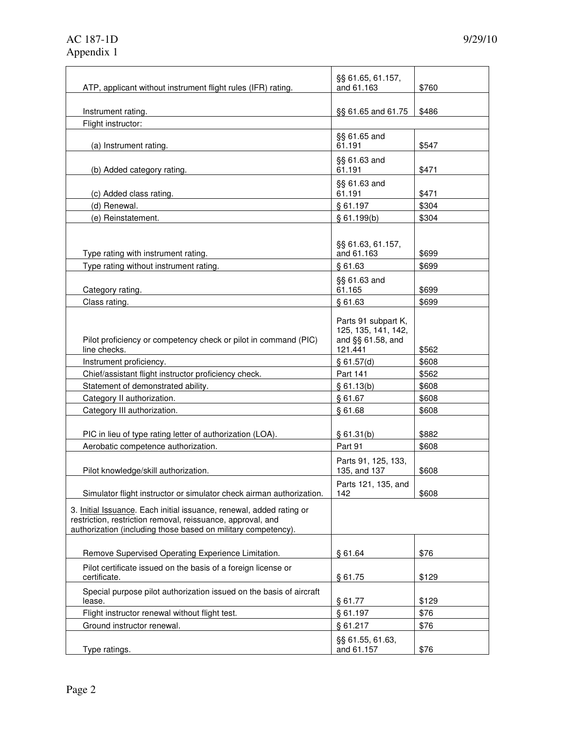| | | |
|---|---|---|
| ATP, applicant without instrument flight rules (IFR) rating. | §§ 61.65, 61.157, and 61.163 | $760 |
| Instrument rating. | §§ 61.65 and 61.75 | $486 |
| Flight instructor: | | |
| (a) Instrument rating. | §§ 61.65 and 61.191 | $547 |
| (b) Added category rating. | §§ 61.63 and 61.191 | $471 |
| (c) Added class rating. | §§ 61.63 and 61.191 | $471 |
| (d) Renewal. | § 61.197 | $304 |
| (e) Reinstatement. | § 61.199(b) | $304 |
| Type rating with instrument rating. | §§ 61.63, 61.157, and 61.163 | $699 |
| Type rating without instrument rating. | § 61.63 | $699 |
| Category rating. | §§ 61.63 and 61.165 | $699 |
| Class rating. | § 61.63 | $699 |
| Pilot proficiency or competency check or pilot in command (PIC) line checks. | Parts 91 subpart K, 125, 135, 141, 142, and §§ 61.58, and 121.441 | $562 |
| Instrument proficiency. | § 61.57(d) | $608 |
| Chief/assistant flight instructor proficiency check. | Part 141 | $562 |
| Statement of demonstrated ability. | § 61.13(b) | $608 |
| Category II authorization. | § 61.67 | $608 |
| Category III authorization. | § 61.68 | $608 |
| PIC in lieu of type rating letter of authorization (LOA). | § 61.31(b) | $882 |
| Aerobatic competence authorization. | Part 91 | $608 |
| Pilot knowledge/skill authorization. | Parts 91, 125, 133, 135, and 137 | $608 |
| Simulator flight instructor or simulator check airman authorization. | Parts 121, 135, and 142 | $608 |
| 3. Initial Issuance. Each initial issuance, renewal, added rating or restriction, restriction removal, reissuance, approval, and authorization (including those based on military competency). | | |
| Remove Supervised Operating Experience Limitation. | § 61.64 | $76 |
| Pilot certificate issued on the basis of a foreign license or certificate. | § 61.75 | $129 |
| Special purpose pilot authorization issued on the basis of aircraft lease. | § 61.77 | $129 |
| Flight instructor renewal without flight test. | § 61.197 | $76 |
| Ground instructor renewal. | § 61.217 | $76 |
| Type ratings. | §§ 61.55, 61.63, and 61.157 | $76 |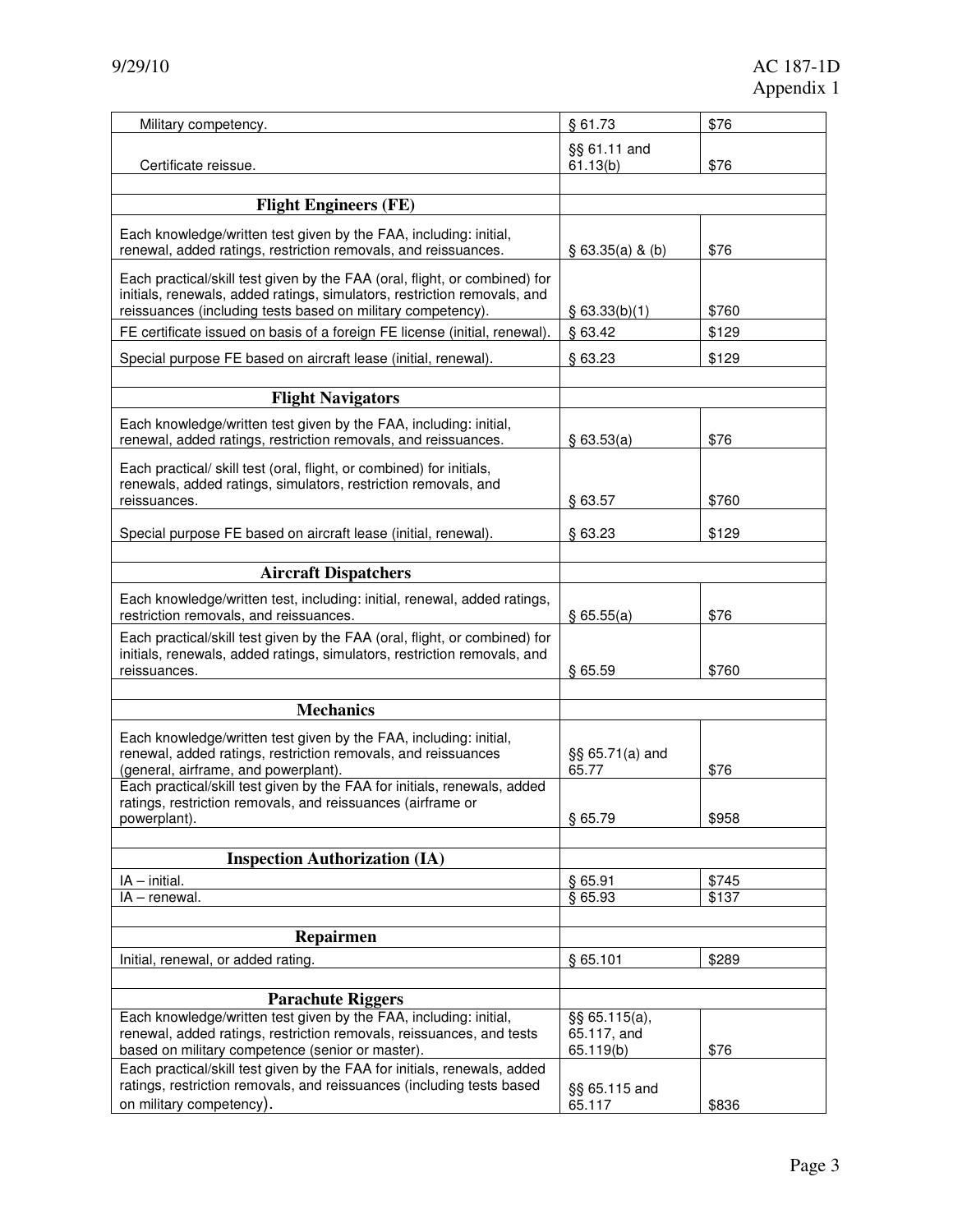| | | |
|---|---|---|
| Military competency. | § 61.73 | $76 |
| Certificate reissue. | §§ 61.11 and 61.13(b) | $76 |
| | | |
| **Flight Engineers (FE)** | | |
| Each knowledge/written test given by the FAA, including: initial, renewal, added ratings, restriction removals, and reissuances. | § 63.35(a) & (b) | $76 |
| Each practical/skill test given by the FAA (oral, flight, or combined) for initials, renewals, added ratings, simulators, restriction removals, and reissuances (including tests based on military competency). | § 63.33(b)(1) | $760 |
| FE certificate issued on basis of a foreign FE license (initial, renewal). | § 63.42 | $129 |
| Special purpose FE based on aircraft lease (initial, renewal). | § 63.23 | $129 |
| | | |
| **Flight Navigators** | | |
| Each knowledge/written test given by the FAA, including: initial, renewal, added ratings, restriction removals, and reissuances. | § 63.53(a) | $76 |
| Each practical/ skill test (oral, flight, or combined) for initials, renewals, added ratings, simulators, restriction removals, and reissuances. | § 63.57 | $760 |
| Special purpose FE based on aircraft lease (initial, renewal). | § 63.23 | $129 |
| | | |
| **Aircraft Dispatchers** | | |
| Each knowledge/written test, including: initial, renewal, added ratings, restriction removals, and reissuances. | § 65.55(a) | $76 |
| Each practical/skill test given by the FAA (oral, flight, or combined) for initials, renewals, added ratings, simulators, restriction removals, and reissuances. | § 65.59 | $760 |
| | | |
| **Mechanics** | | |
| Each knowledge/written test given by the FAA, including: initial, renewal, added ratings, restriction removals, and reissuances (general, airframe, and powerplant). | §§ 65.71(a) and 65.77 | $76 |
| Each practical/skill test given by the FAA for initials, renewals, added ratings, restriction removals, and reissuances (airframe or powerplant). | § 65.79 | $958 |
| | | |
| **Inspection Authorization (IA)** | | |
| IA – initial. | § 65.91 | $745 |
| IA – renewal. | § 65.93 | $137 |
| | | |
| **Repairmen** | | |
| Initial, renewal, or added rating. | § 65.101 | $289 |
| | | |
| **Parachute Riggers** | | |
| Each knowledge/written test given by the FAA, including: initial, renewal, added ratings, restriction removals, reissuances, and tests based on military competence (senior or master). | §§ 65.115(a), 65.117, and 65.119(b) | $76 |
| Each practical/skill test given by the FAA for initials, renewals, added ratings, restriction removals, and reissuances (including tests based on military competency). | §§ 65.115 and 65.117 | $836 |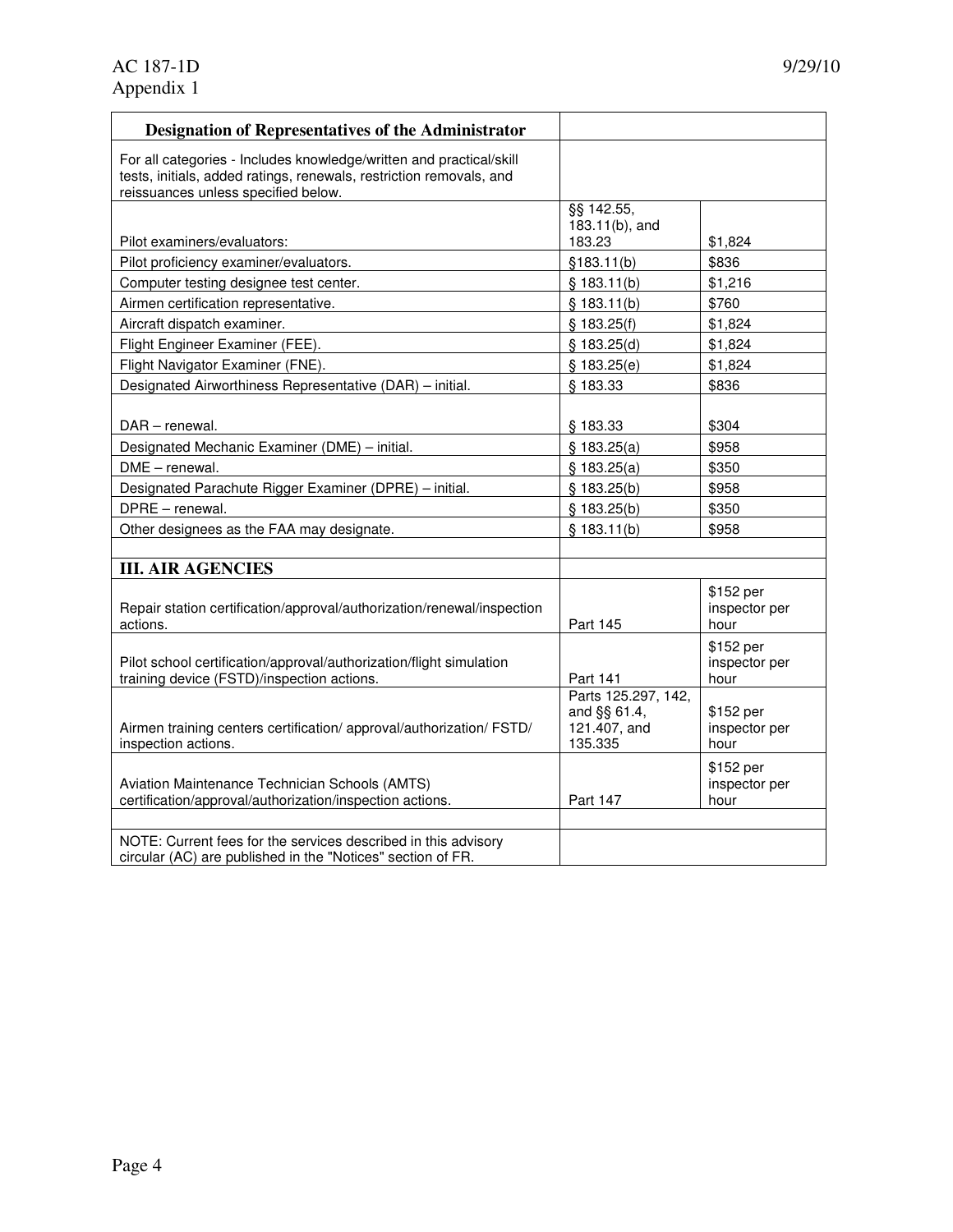| **Designation of Representatives of the Administrator** | | |
|---|---|---|
| For all categories - Includes knowledge/written and practical/skill tests, initials, added ratings, renewals, restriction removals, and reissuances unless specified below. | | |
| Pilot examiners/evaluators: | §§ 142.55, 183.11(b), and 183.23 | $1,824 |
| Pilot proficiency examiner/evaluators. | §183.11(b) | $836 |
| Computer testing designee test center. | § 183.11(b) | $1,216 |
| Airmen certification representative. | § 183.11(b) | $760 |
| Aircraft dispatch examiner. | § 183.25(f) | $1,824 |
| Flight Engineer Examiner (FEE). | § 183.25(d) | $1,824 |
| Flight Navigator Examiner (FNE). | § 183.25(e) | $1,824 |
| Designated Airworthiness Representative (DAR) – initial. | § 183.33 | $836 |
| DAR – renewal. | § 183.33 | $304 |
| Designated Mechanic Examiner (DME) – initial. | § 183.25(a) | $958 |
| DME – renewal. | § 183.25(a) | $350 |
| Designated Parachute Rigger Examiner (DPRE) – initial. | § 183.25(b) | $958 |
| DPRE – renewal. | § 183.25(b) | $350 |
| Other designees as the FAA may designate. | § 183.11(b) | $958 |
| | | |
| **III. AIR AGENCIES** | | |
| Repair station certification/approval/authorization/renewal/inspection actions. | Part 145 | $152 per inspector per hour |
| Pilot school certification/approval/authorization/flight simulation training device (FSTD)/inspection actions. | Part 141 | $152 per inspector per hour |
| Airmen training centers certification/ approval/authorization/ FSTD/ inspection actions. | Parts 125.297, 142, and §§ 61.4, 121.407, and 135.335 | $152 per inspector per hour |
| Aviation Maintenance Technician Schools (AMTS) certification/approval/authorization/inspection actions. | Part 147 | $152 per inspector per hour |
| | | |
| NOTE: Current fees for the services described in this advisory circular (AC) are published in the "Notices" section of FR. | | |